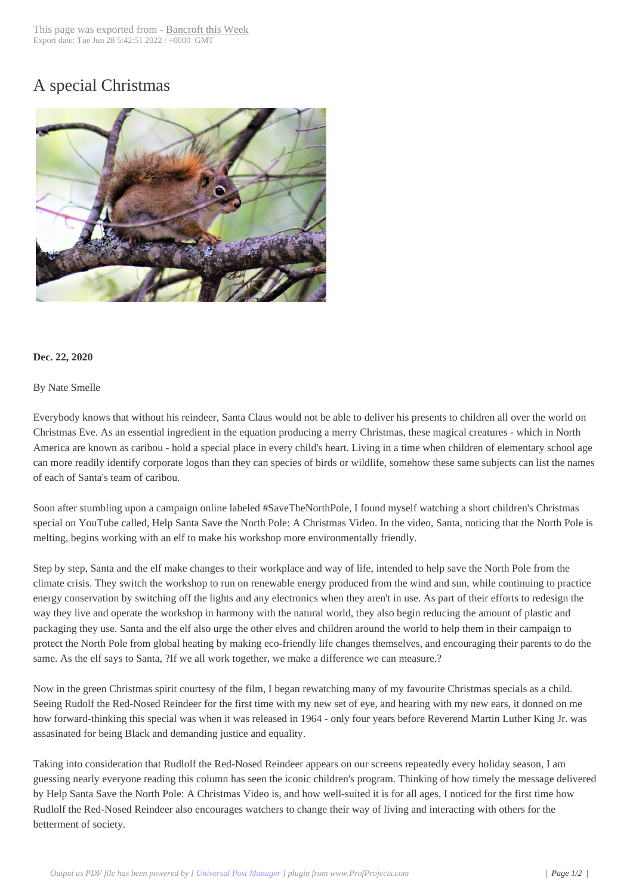# A special Christmas

**Dec. 22, 2020**

By Nate Smelle

Everybody knows that without his reindeer, Santa Claus would not be able to deliver his presents to children all over the world on Christmas Eve. As an essential ingredient in the equation producing a merry Christmas, these magical creatures - which in North America are known as caribou - hold a special place in every child's heart. Living in a time when children of elementary school age can more readily identify corporate logos than they can species of birds or wildlife, somehow these same subjects can list the names of each of Santa's team of caribou.

Soon after stumbling upon a campaign online labeled #SaveTheNorthPole, I found myself watching a short children's Christmas special on YouTube called, Help Santa Save the North Pole: A Christmas Video. In the video, Santa, noticing that the North Pole is melting, begins working with an elf to make his workshop more environmentally friendly.

Step by step, Santa and the elf make changes to their workplace and way of life, intended to help save the North Pole from the climate crisis. They switch the workshop to run on renewable energy produced from the wind and sun, while continuing to practice energy conservation by switching off the lights and any electronics when they aren't in use. As part of their efforts to redesign the way they live and operate the workshop in harmony with the natural world, they also begin reducing the amount of plastic and packaging they use. Santa and the elf also urge the other elves and children around the world to help them in their campaign to protect the North Pole from global heating by making eco-friendly life changes themselves, and encouraging their parents to do the same. As the elf says to Santa, ?If we all work together, we make a difference we can measure.?

Now in the green Christmas spirit courtesy of the film, I began rewatching many of my favourite Christmas specials as a child. Seeing Rudolf the Red-Nosed Reindeer for the first time with my new set of eye, and hearing with my new ears, it donned on me how forward-thinking this special was when it was released in 1964 - only four years before Reverend Martin Luther King Jr. was assasinated for being Black and demanding justice and equality.

Taking into consideration that Rudlolf the Red-Nosed Reindeer appears on our screens repeatedly every holiday season, I am guessing nearly everyone reading this column has seen the iconic children's program. Thinking of how timely the message delivered by Help Santa Save the North Pole: A Christmas Video is, and how well-suited it is for all ages, I noticed for the first time how Rudlolf the Red-Nosed Reindeer also encourages watchers to change their way of living and interacting with others for the betterment of society.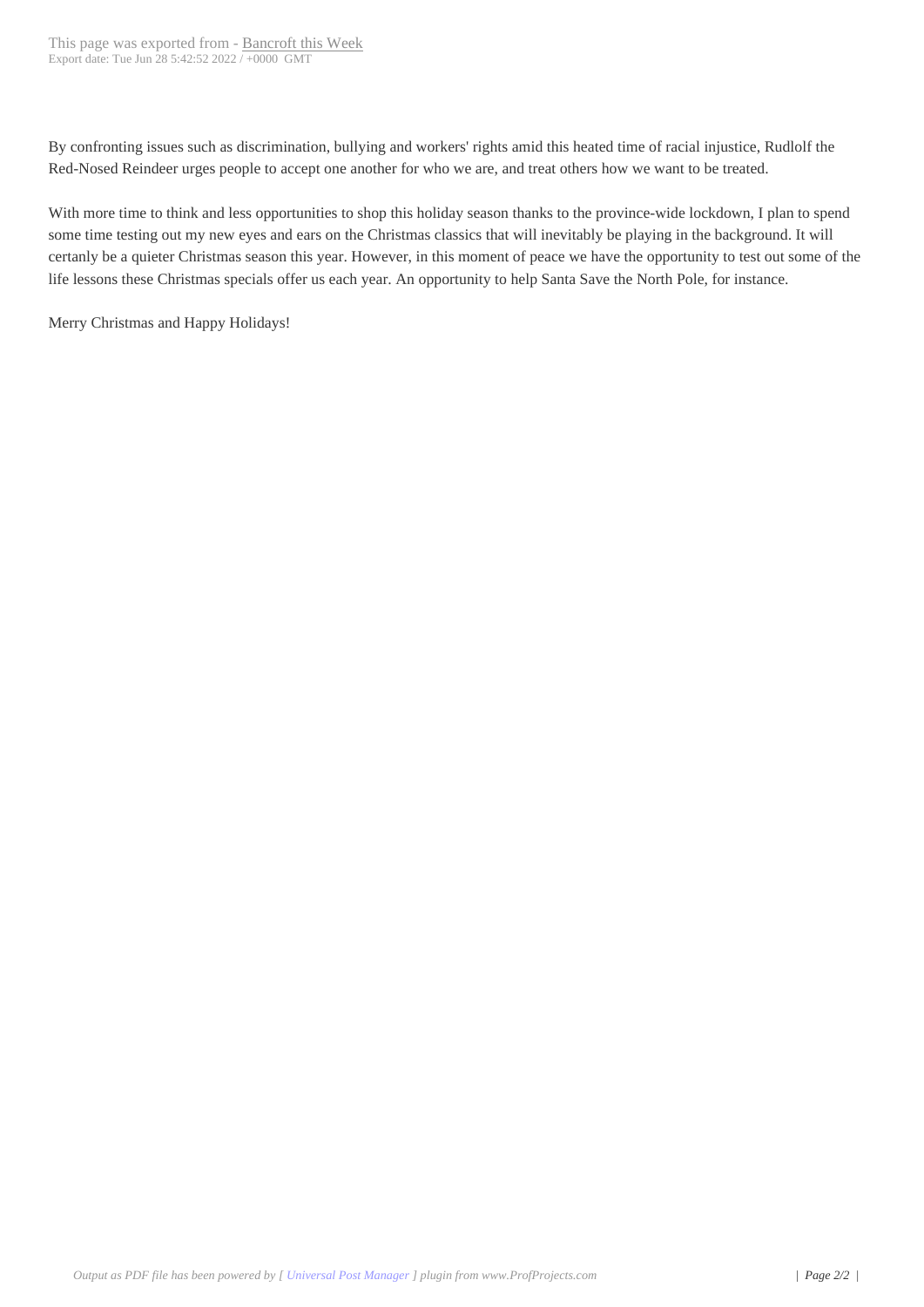By confronting issues such as discrimination, bullying and workers' rights amid this heated time of racial injustice, Rudlolf the Red-Nosed Reindeer urges people to accept one another for who we are, and treat others how we want to be treated.

With more time to think and less opportunities to shop this holiday season thanks to the province-wide lockdown, I plan to spend some time testing out my new eyes and ears on the Christmas classics that will inevitably be playing in the background. It will certanly be a quieter Christmas season this year. However, in this moment of peace we have the opportunity to test out some of the life lessons these Christmas specials offer us each year. An opportunity to help Santa Save the North Pole, for instance.

Merry Christmas and Happy Holidays!